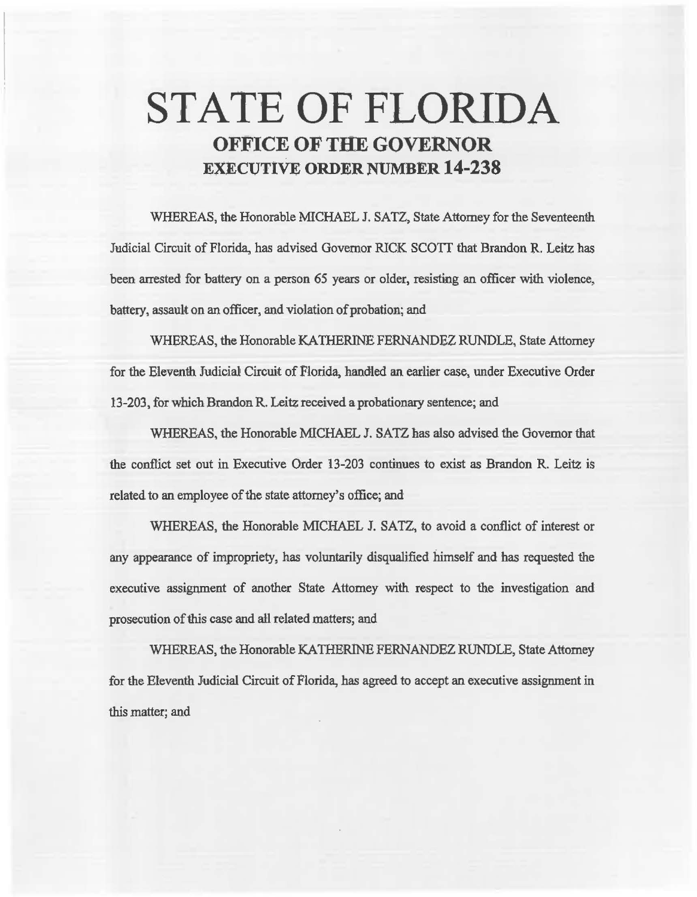# STATE OF FLORIDA

## OFFICE OF THE GOVERNOR

## EXECUTIVE ORDER NUMBER 14-238

WHEREAS, the Honorable MICHAEL J. SATZ, State Attorney for the Seventeenth Judicial Circuit of Florida, has advised Governor RICK SCOTT that Brandon R. Leitz has been arrested for battery on a person 65 years or older, resisting an officer with violence, battery, assault on an officer, and violation of probation; and

WHEREAS, the Honorable KATHERINE FERNANDEZ RUNDLE, State Attorney for the Eleventh Judicial Circuit of Florida, handled an earlier case, under Executive Order 13-203, for which Brandon R. Leitz received a probationary sentence; and

WHEREAS, the Honorable MICHAEL J. SATZ has also advised the Governor that the conflict set out in Executive Order 13-203 continues to exist as Brandon R. Leitz is related to an employee of the state attorney's office; and

WHEREAS, the Honorable MICHAEL J. SATZ, to avoid a conflict of interest or any appearance of impropriety, has voluntarily disqualified himself and has requested the executive assignment of another State Attorney with respect to the investigation and prosecution of this case and all related matters; and

WHEREAS, the Honorable KATHERINE FERNANDEZ RUNDLE, State Attorney for the Eleventh Judicial Circuit of Florida, has agreed to accept an executive assignment in this matter; and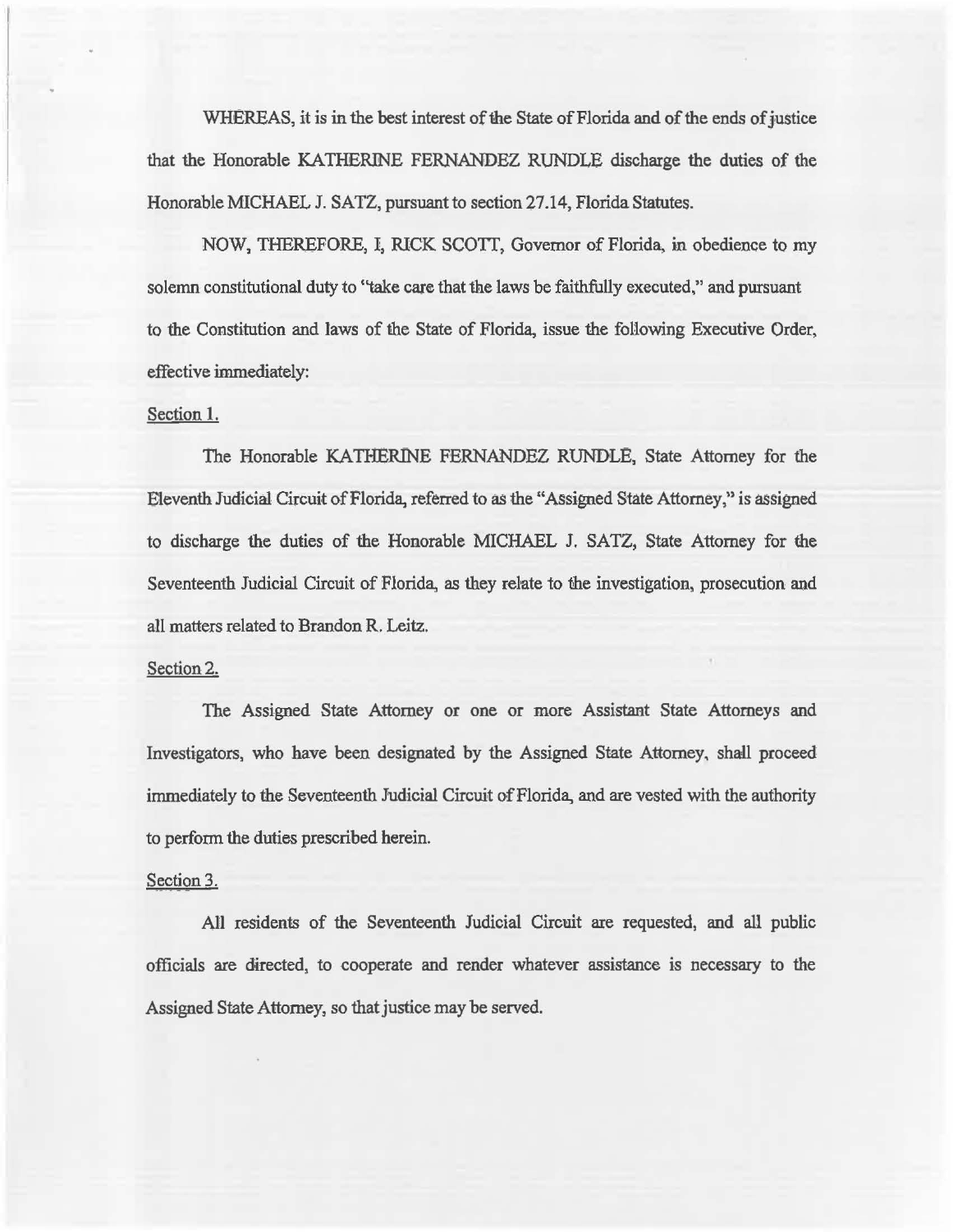WHEREAS, it is in the best interest of the State of Florida and of the ends of justice that the Honorable KATHERINE FERNANDEZ RUNDLE discharge the duties of the Honorable MICHAEL J. SATZ, pursuant to section 27.14, Florida Statutes.

NOW, THEREFORE, I, RICK SCOTT, Governor of Florida, in obedience to my solemn constitutional duty to "take care that the laws be faithfully executed," and pursuant to the Constitution and laws of the State of Florida, issue the following Executive Order, effective immediately:

Section 1.

The Honorable KATHERINE FERNANDEZ RUNDLE, State Attorney for the Eleventh Judicial Circuit of Florida, referred to as the "Assigned State Attorney," is assigned to discharge the duties of the Honorable MICHAEL J. SATZ, State Attorney for the Seventeenth Judicial Circuit of Florida, as they relate to the investigation, prosecution and all matters related to Brandon R. Leitz.

Section 2.

The Assigned State Attorney or one or more Assistant State Attorneys and Investigators, who have been designated by the Assigned State Attorney, shall proceed immediately to the Seventeenth Judicial Circuit of Florida, and are vested with the authority to perform the duties prescribed herein.

Section 3.

All residents of the Seventeenth Judicial Circuit are requested, and all public officials are directed, to cooperate and render whatever assistance is necessary to the Assigned State Attorney, so that justice may be served.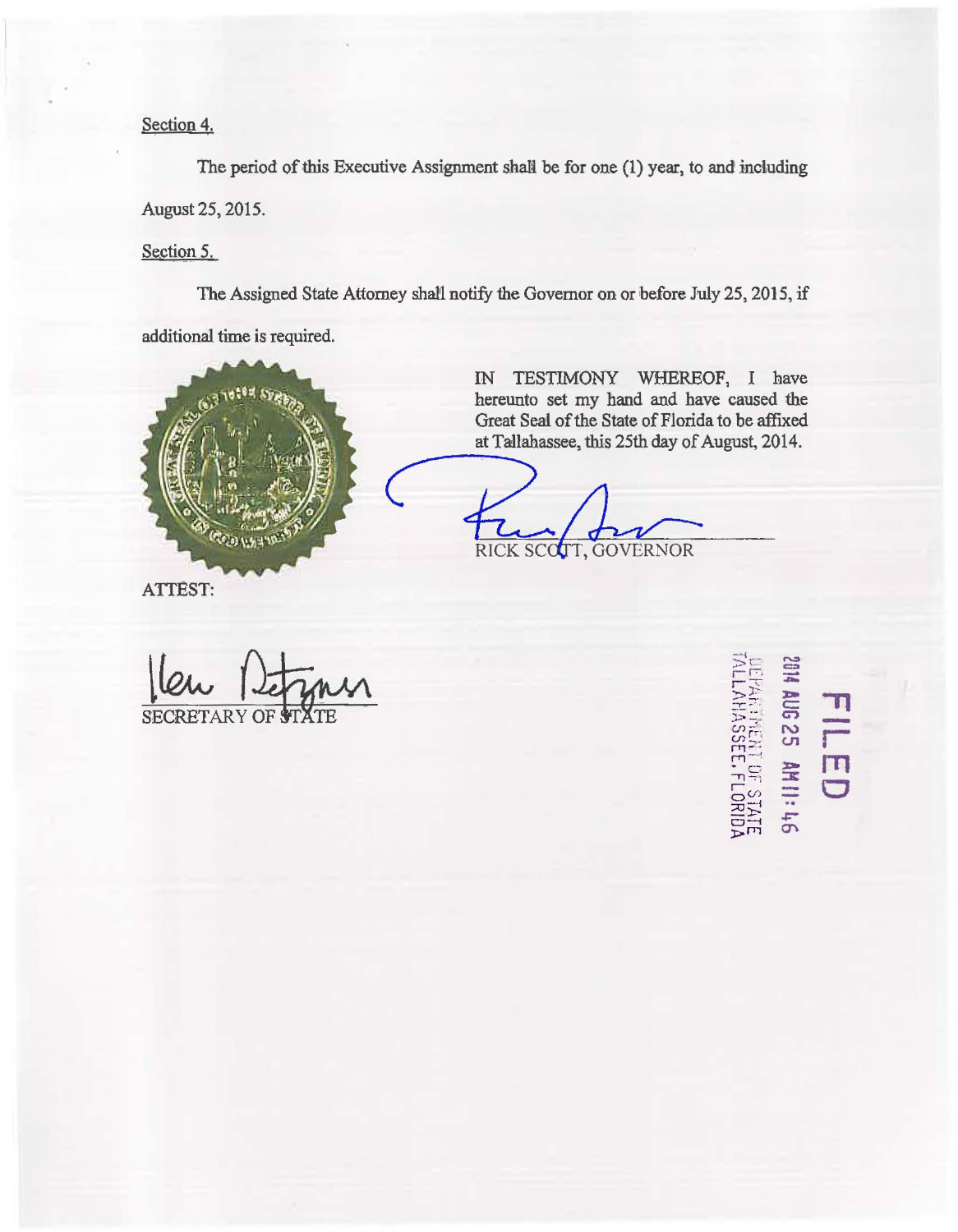Section 4.

The period of this Executive Assignment shall be for one (1) year, to and including August 25, 2015.

Section 5.

The Assigned State Attorney shall notify the Governor on or before July 25, 2015, if additional time is required.

IN TESTIMONY WHEREOF, I have hereunto set my hand and have caused the Great Seal of the State of Florida to be affixed at Tallahassee, this 25th day of August, 2014.

RICK SCOTT, GOVERNOR

ATTEST:

SECRETARY OF STATE

FILED

2014 AUG 25 AM 11:46

DEPARTMENT OF STATE
TALLAHASSEE, FLORIDA